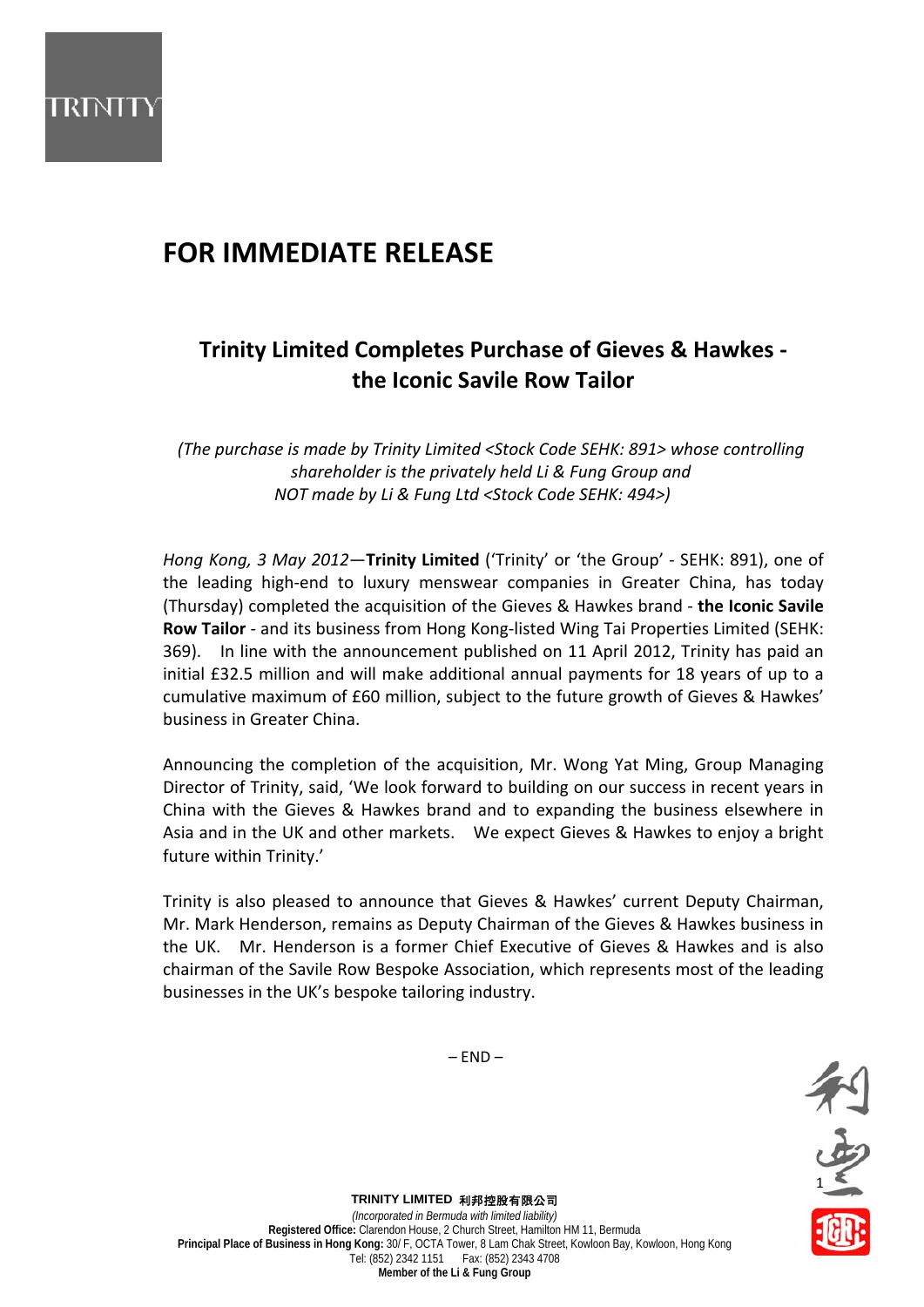# FOR IMMEDIATE RELEASE

## Trinity Limited Completes Purchase of Gieves & Hawkes - the Iconic Savile Row Tailor

*(The purchase is made by Trinity Limited <Stock Code SEHK: 891> whose controlling shareholder is the privately held Li & Fung Group and NOT made by Li & Fung Ltd <Stock Code SEHK: 494>)*

*Hong Kong, 3 May 2012*—**Trinity Limited** ('Trinity' or 'the Group' - SEHK: 891), one of the leading high-end to luxury menswear companies in Greater China, has today (Thursday) completed the acquisition of the Gieves & Hawkes brand - **the Iconic Savile Row Tailor** - and its business from Hong Kong-listed Wing Tai Properties Limited (SEHK: 369). In line with the announcement published on 11 April 2012, Trinity has paid an initial £32.5 million and will make additional annual payments for 18 years of up to a cumulative maximum of £60 million, subject to the future growth of Gieves & Hawkes' business in Greater China.

Announcing the completion of the acquisition, Mr. Wong Yat Ming, Group Managing Director of Trinity, said, 'We look forward to building on our success in recent years in China with the Gieves & Hawkes brand and to expanding the business elsewhere in Asia and in the UK and other markets. We expect Gieves & Hawkes to enjoy a bright future within Trinity.'

Trinity is also pleased to announce that Gieves & Hawkes' current Deputy Chairman, Mr. Mark Henderson, remains as Deputy Chairman of the Gieves & Hawkes business in the UK. Mr. Henderson is a former Chief Executive of Gieves & Hawkes and is also chairman of the Savile Row Bespoke Association, which represents most of the leading businesses in the UK's bespoke tailoring industry.

– END –

**TRINITY LIMITED 利邦控股有限公司**
*(Incorporated in Bermuda with limited liability)*
**Registered Office:** Clarendon House, 2 Church Street, Hamilton HM 11, Bermuda
**Principal Place of Business in Hong Kong:** 30/ F, OCTA Tower, 8 Lam Chak Street, Kowloon Bay, Kowloon, Hong Kong
Tel: (852) 2342 1151 Fax: (852) 2343 4708
**Member of the Li & Fung Group**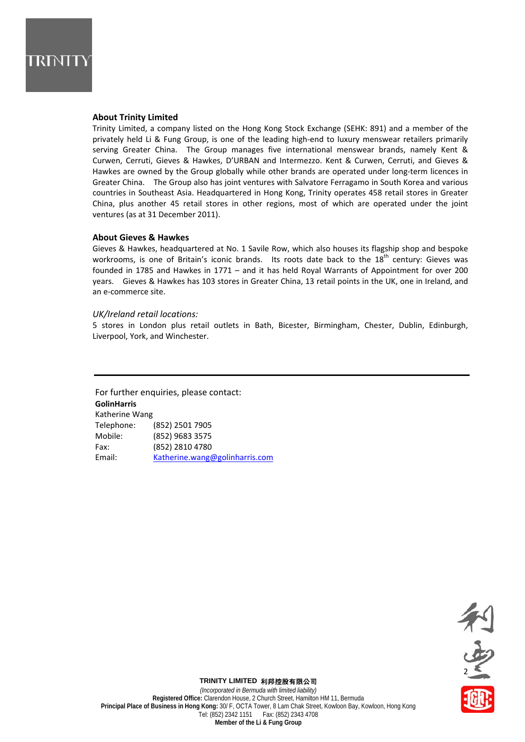### About Trinity Limited

Trinity Limited, a company listed on the Hong Kong Stock Exchange (SEHK: 891) and a member of the privately held Li & Fung Group, is one of the leading high-end to luxury menswear retailers primarily serving Greater China. The Group manages five international menswear brands, namely Kent & Curwen, Cerruti, Gieves & Hawkes, D'URBAN and Intermezzo. Kent & Curwen, Cerruti, and Gieves & Hawkes are owned by the Group globally while other brands are operated under long-term licences in Greater China. The Group also has joint ventures with Salvatore Ferragamo in South Korea and various countries in Southeast Asia. Headquartered in Hong Kong, Trinity operates 458 retail stores in Greater China, plus another 45 retail stores in other regions, most of which are operated under the joint ventures (as at 31 December 2011).

### About Gieves & Hawkes

Gieves & Hawkes, headquartered at No. 1 Savile Row, which also houses its flagship shop and bespoke workrooms, is one of Britain's iconic brands. Its roots date back to the 18th century: Gieves was founded in 1785 and Hawkes in 1771 – and it has held Royal Warrants of Appointment for over 200 years. Gieves & Hawkes has 103 stores in Greater China, 13 retail points in the UK, one in Ireland, and an e-commerce site.

*UK/Ireland retail locations:*

5 stores in London plus retail outlets in Bath, Bicester, Birmingham, Chester, Dublin, Edinburgh, Liverpool, York, and Winchester.

---

For further enquiries, please contact:

**GolinHarris**

Katherine Wang

| | |
|---|---|
| Telephone: | (852) 2501 7905 |
| Mobile: | (852) 9683 3575 |
| Fax: | (852) 2810 4780 |
| Email: | Katherine.wang@golinharris.com |

**TRINITY LIMITED 利邦控股有限公司**

*(Incorporated in Bermuda with limited liability)*

**Registered Office:** Clarendon House, 2 Church Street, Hamilton HM 11, Bermuda

**Principal Place of Business in Hong Kong:** 30/ F, OCTA Tower, 8 Lam Chak Street, Kowloon Bay, Kowloon, Hong Kong

Tel: (852) 2342 1151 Fax: (852) 2343 4708

**Member of the Li & Fung Group**